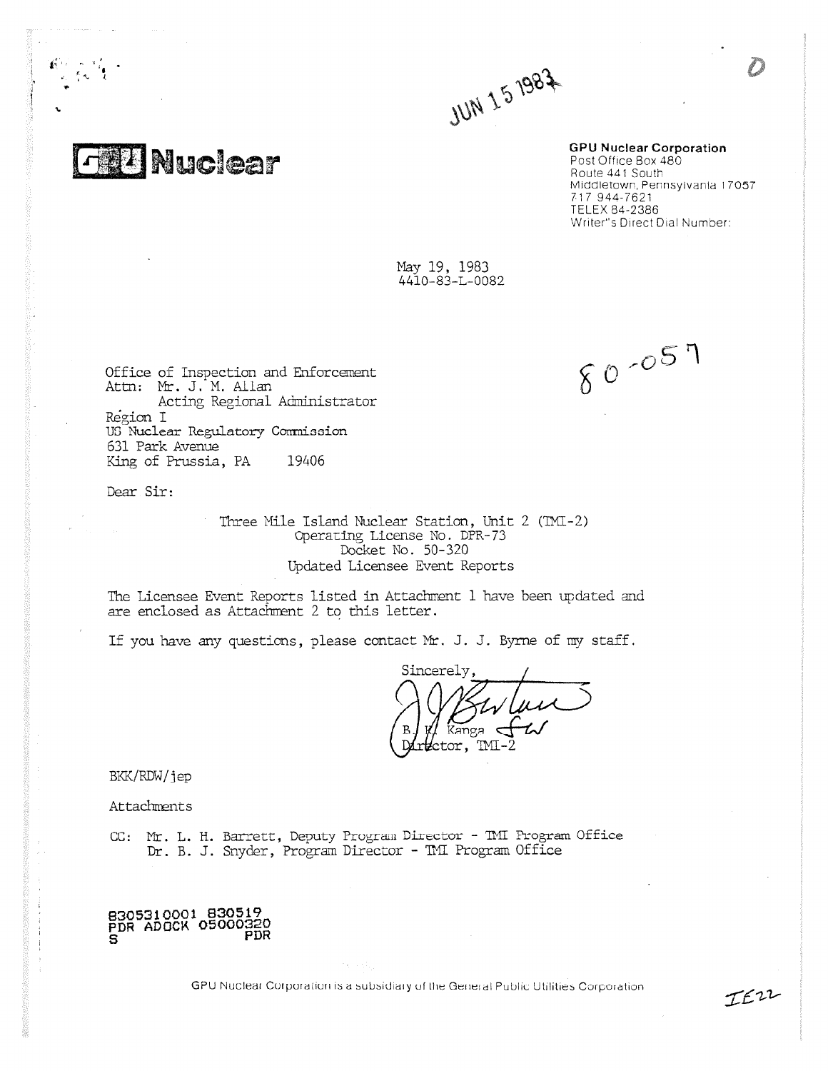JUN 15 1983

**GPU Nuclear**

**GPU Nuclear Corporation**
Post Office Box 480
Route 441 South
Middletown, Pennsylvania 17057
717 944-7621
TELEX 84-2386
Writer's Direct Dial Number:

May 19, 1983
4410-83-L-0082

80-057

Office of Inspection and Enforcement
Attn: Mr. J. M. Allan
Acting Regional Administrator
Region I
US Nuclear Regulatory Commission
631 Park Avenue
King of Prussia, PA 19406

Dear Sir:

Three Mile Island Nuclear Station, Unit 2 (TMI-2)
Operating License No. DPR-73
Docket No. 50-320
Updated Licensee Event Reports

The Licensee Event Reports listed in Attachment 1 have been updated and are enclosed as Attachment 2 to this letter.

If you have any questions, please contact Mr. J. J. Byrne of my staff.

Sincerely,

B. K. Kanga
Director, TMI-2

BKK/RDW/jep

Attachments

CC: Mr. L. H. Barrett, Deputy Program Director - TMI Program Office
Dr. B. J. Snyder, Program Director - TMI Program Office

8305310001 830519
PDR ADOCK 05000320
S PDR

GPU Nuclear Corporation is a subsidiary of the General Public Utilities Corporation

IE22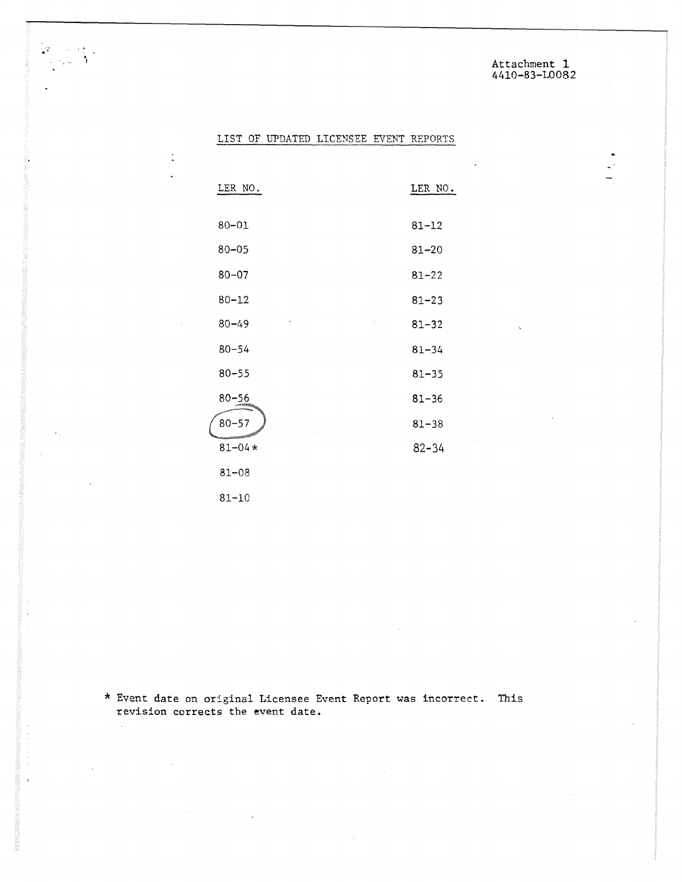Attachment 1
4410-83-L0082

## LIST OF UPDATED LICENSEE EVENT REPORTS

| LER NO. | LER NO. |
|---|---|
| 80-01 | 81-12 |
| 80-05 | 81-20 |
| 80-07 | 81-22 |
| 80-12 | 81-23 |
| 80-49 | 81-32 |
| 80-54 | 81-34 |
| 80-55 | 81-35 |
| 80-56 | 81-36 |
| 80-57 | 81-38 |
| 81-04* | 82-34 |
| 81-08 | |
| 81-10 | |

\* Event date on original Licensee Event Report was incorrect. This revision corrects the event date.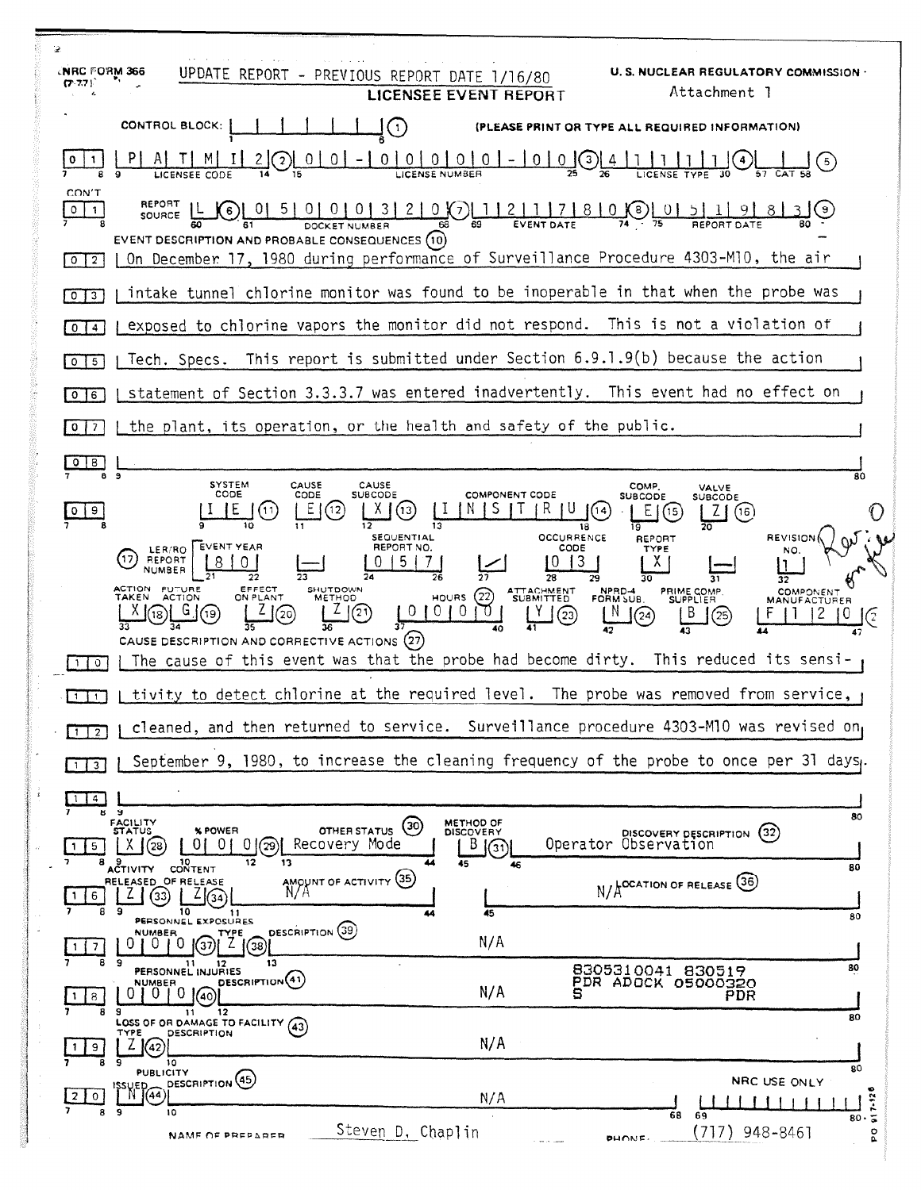NRC FORM 366 (7-77)

UPDATE REPORT - PREVIOUS REPORT DATE 1/16/80

U. S. NUCLEAR REGULATORY COMMISSION

Attachment 1

# LICENSEE EVENT REPORT

CONTROL BLOCK: | | | | | | | (1) (PLEASE PRINT OR TYPE ALL REQUIRED INFORMATION)

| 0 | 1 | P A T M I 2 (2) | 0 0 - 0 0 0 0 0 - 0 0 (3) | 4 1 1 1 1 (4) | | | (5) |
|---|---|---|---|---|---|
| | | LICENSEE CODE | LICENSE NUMBER | LICENSE TYPE | CAT |

CON'T

| 0 | 1 | REPORT SOURCE L (6) | 0 5 0 0 0 3 2 0 (7) | 1 2 1 7 8 0 (8) | 0 5 1 9 8 3 (9) |
|---|---|---|---|---|---|
| | | | DOCKET NUMBER | EVENT DATE | REPORT DATE |

EVENT DESCRIPTION AND PROBABLE CONSEQUENCES (10)

0 2 On December 17, 1980 during performance of Surveillance Procedure 4303-M10, the air

0 3 intake tunnel chlorine monitor was found to be inoperable in that when the probe was

0 4 exposed to chlorine vapors the monitor did not respond. This is not a violation of

0 5 Tech. Specs. This report is submitted under Section 6.9.1.9(b) because the action

0 6 statement of Section 3.3.3.7 was entered inadvertently. This event had no effect on

0 7 the plant, its operation, or the health and safety of the public.

0 8

| | SYSTEM CODE | CAUSE CODE | CAUSE SUBCODE | COMPONENT CODE | COMP. SUBCODE | VALVE SUBCODE |
|---|---|---|---|---|---|---|
| 0 9 | I E (11) | E (12) | X (13) | I N S T R U (14) | E (15) | Z (16) |

| (17) LER/RO REPORT NUMBER | EVENT YEAR | | SEQUENTIAL REPORT NO. | | OCCURRENCE CODE | REPORT TYPE | | REVISION NO. |
|---|---|---|---|---|---|---|---|---|
| | 8 0 | — | 0 5 7 | / | 0 3 | X | — | 1 |

| ACTION TAKEN | FUTURE ACTION | EFFECT ON PLANT | SHUTDOWN METHOD | HOURS (22) | ATTACHMENT SUBMITTED | NPRD-4 FORM SUB. | PRIME COMP. SUPPLIER | COMPONENT MANUFACTURER |
|---|---|---|---|---|---|---|---|---|
| X (18) | G (19) | Z (20) | Z (21) | 0 0 0 0 | Y (23) | N (24) | B (25) | F 1 2 0 |

Rev. on file

CAUSE DESCRIPTION AND CORRECTIVE ACTIONS (27)

1 0 The cause of this event was that the probe had become dirty. This reduced its sensi-

1 1 tivity to detect chlorine at the required level. The probe was removed from service,

1 2 cleaned, and then returned to service. Surveillance procedure 4303-M10 was revised on

1 3 September 9, 1980, to increase the cleaning frequency of the probe to once per 31 days.

1 4

| | FACILITY STATUS | % POWER | OTHER STATUS (30) | METHOD OF DISCOVERY | DISCOVERY DESCRIPTION (32) |
|---|---|---|---|---|---|
| 1 5 | X (28) | 0 0 0 (29) | Recovery Mode | B (31) | Operator Observation |

| | ACTIVITY RELEASED | CONTENT OF RELEASE | AMOUNT OF ACTIVITY (35) | LOCATION OF RELEASE (36) |
|---|---|---|---|---|
| 1 6 | Z (33) | Z (34) | N/A | N/A |

PERSONNEL EXPOSURES

| | NUMBER | TYPE | DESCRIPTION (39) |
|---|---|---|---|
| 1 7 | 0 0 0 (37) | Z (38) | N/A |

PERSONNEL INJURIES

| | NUMBER | DESCRIPTION (41) |
|---|---|---|
| 1 8 | 0 0 0 (40) | N/A |

8305310041 830519
PDR ADOCK 05000320
S PDR

LOSS OF OR DAMAGE TO FACILITY (43)

| | TYPE | DESCRIPTION |
|---|---|---|
| 1 9 | Z (42) | N/A |

PUBLICITY

| | ISSUED | DESCRIPTION (45) | NRC USE ONLY |
|---|---|---|---|
| 2 0 | N (44) | N/A | |

NAME OF PREPARER Steven D. Chaplin PHONE: (717) 948-8461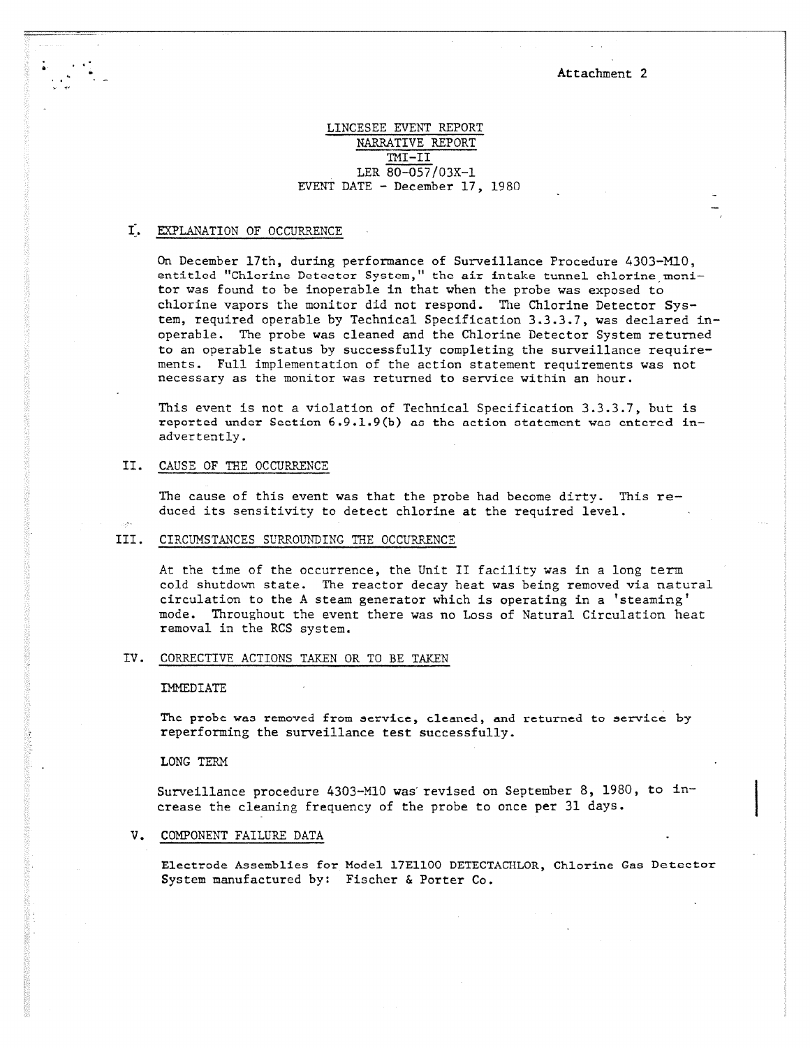Attachment 2

LINCESEE EVENT REPORT
NARRATIVE REPORT
TMI-II
LER 80-057/03X-1
EVENT DATE - December 17, 1980

## I. EXPLANATION OF OCCURRENCE

On December 17th, during performance of Surveillance Procedure 4303-M10, entitled "Chlorine Detector System," the air intake tunnel chlorine monitor was found to be inoperable in that when the probe was exposed to chlorine vapors the monitor did not respond. The Chlorine Detector System, required operable by Technical Specification 3.3.3.7, was declared inoperable. The probe was cleaned and the Chlorine Detector System returned to an operable status by successfully completing the surveillance requirements. Full implementation of the action statement requirements was not necessary as the monitor was returned to service within an hour.

This event is not a violation of Technical Specification 3.3.3.7, but is reported under Section 6.9.1.9(b) as the action statement was entered inadvertently.

## II. CAUSE OF THE OCCURRENCE

The cause of this event was that the probe had become dirty. This reduced its sensitivity to detect chlorine at the required level.

## III. CIRCUMSTANCES SURROUNDING THE OCCURRENCE

At the time of the occurrence, the Unit II facility was in a long term cold shutdown state. The reactor decay heat was being removed via natural circulation to the A steam generator which is operating in a 'steaming' mode. Throughout the event there was no Loss of Natural Circulation heat removal in the RCS system.

## IV. CORRECTIVE ACTIONS TAKEN OR TO BE TAKEN

IMMEDIATE

The probe was removed from service, cleaned, and returned to service by reperforming the surveillance test successfully.

LONG TERM

Surveillance procedure 4303-M10 was revised on September 8, 1980, to increase the cleaning frequency of the probe to once per 31 days.

## V. COMPONENT FAILURE DATA

Electrode Assemblies for Model 17E1100 DETECTACHLOR, Chlorine Gas Detector System manufactured by: Fischer & Porter Co.